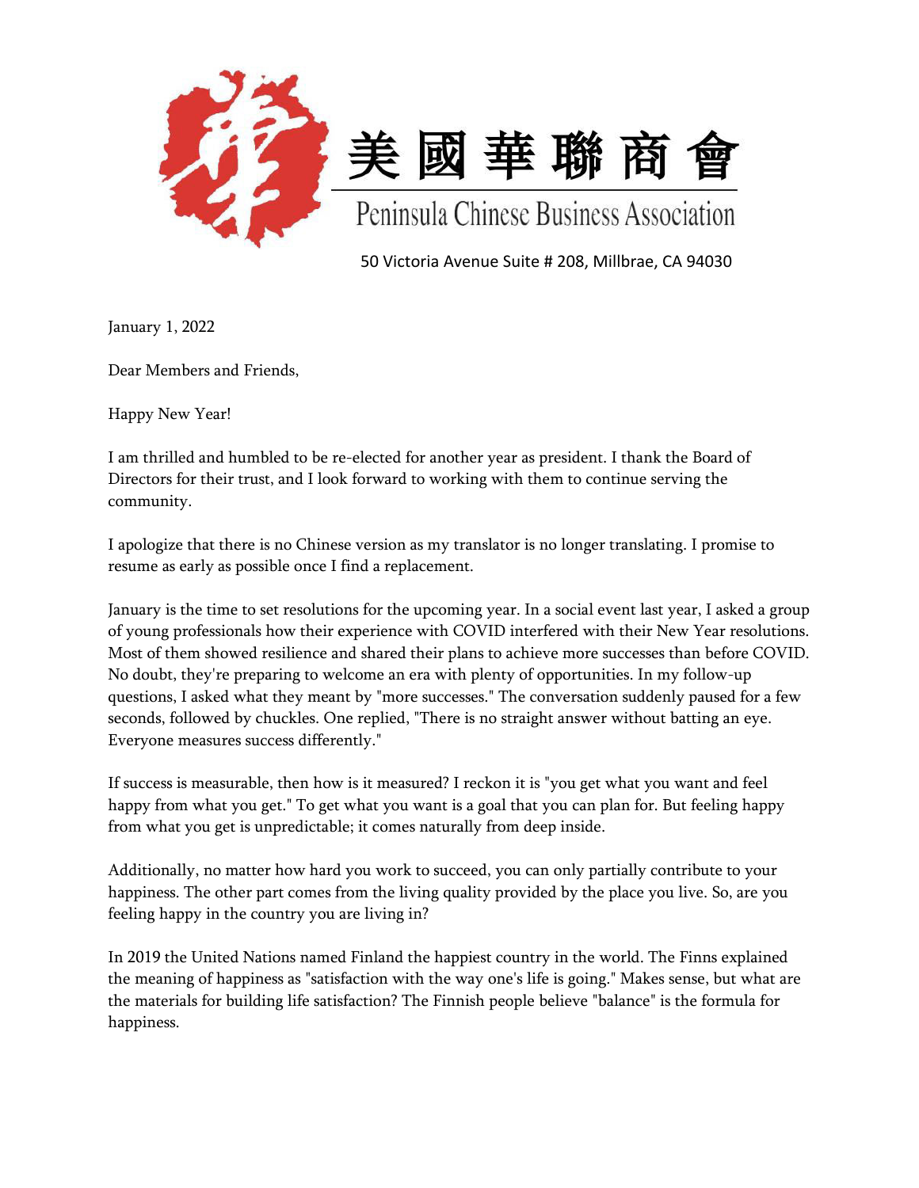美國華聯商會

Peninsula Chinese Business Association

50 Victoria Avenue Suite # 208, Millbrae, CA 94030

January 1, 2022

Dear Members and Friends,

Happy New Year!

I am thrilled and humbled to be re-elected for another year as president. I thank the Board of Directors for their trust, and I look forward to working with them to continue serving the community.

I apologize that there is no Chinese version as my translator is no longer translating. I promise to resume as early as possible once I find a replacement.

January is the time to set resolutions for the upcoming year. In a social event last year, I asked a group of young professionals how their experience with COVID interfered with their New Year resolutions. Most of them showed resilience and shared their plans to achieve more successes than before COVID. No doubt, they're preparing to welcome an era with plenty of opportunities. In my follow-up questions, I asked what they meant by "more successes." The conversation suddenly paused for a few seconds, followed by chuckles. One replied, "There is no straight answer without batting an eye. Everyone measures success differently."

If success is measurable, then how is it measured? I reckon it is "you get what you want and feel happy from what you get." To get what you want is a goal that you can plan for. But feeling happy from what you get is unpredictable; it comes naturally from deep inside.

Additionally, no matter how hard you work to succeed, you can only partially contribute to your happiness. The other part comes from the living quality provided by the place you live. So, are you feeling happy in the country you are living in?

In 2019 the United Nations named Finland the happiest country in the world. The Finns explained the meaning of happiness as "satisfaction with the way one's life is going." Makes sense, but what are the materials for building life satisfaction? The Finnish people believe "balance" is the formula for happiness.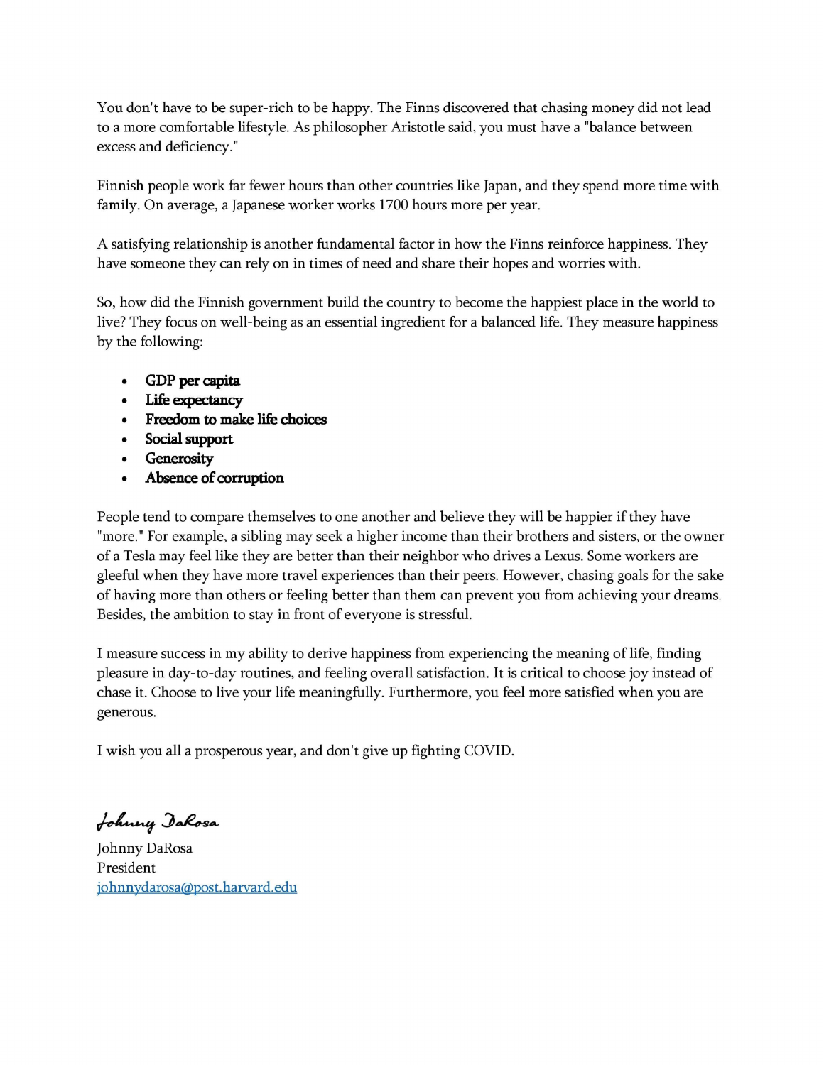You don't have to be super-rich to be happy. The Finns discovered that chasing money did not lead to a more comfortable lifestyle. As philosopher Aristotle said, you must have a "balance between excess and deficiency."

Finnish people work far fewer hours than other countries like Japan, and they spend more time with family. On average, a Japanese worker works 1700 hours more per year.

A satisfying relationship is another fundamental factor in how the Finns reinforce happiness. They have someone they can rely on in times of need and share their hopes and worries with.

So, how did the Finnish government build the country to become the happiest place in the world to live? They focus on well-being as an essential ingredient for a balanced life. They measure happiness by the following:

- **GDP per capita**
- **Life expectancy**
- **Freedom to make life choices**
- **Social support**
- **Generosity**
- **Absence of corruption**

People tend to compare themselves to one another and believe they will be happier if they have "more." For example, a sibling may seek a higher income than their brothers and sisters, or the owner of a Tesla may feel like they are better than their neighbor who drives a Lexus. Some workers are gleeful when they have more travel experiences than their peers. However, chasing goals for the sake of having more than others or feeling better than them can prevent you from achieving your dreams. Besides, the ambition to stay in front of everyone is stressful.

I measure success in my ability to derive happiness from experiencing the meaning of life, finding pleasure in day-to-day routines, and feeling overall satisfaction. It is critical to choose joy instead of chase it. Choose to live your life meaningfully. Furthermore, you feel more satisfied when you are generous.

I wish you all a prosperous year, and don't give up fighting COVID.

*Johnny DaRosa*

Johnny DaRosa
President
johnnydarosa@post.harvard.edu